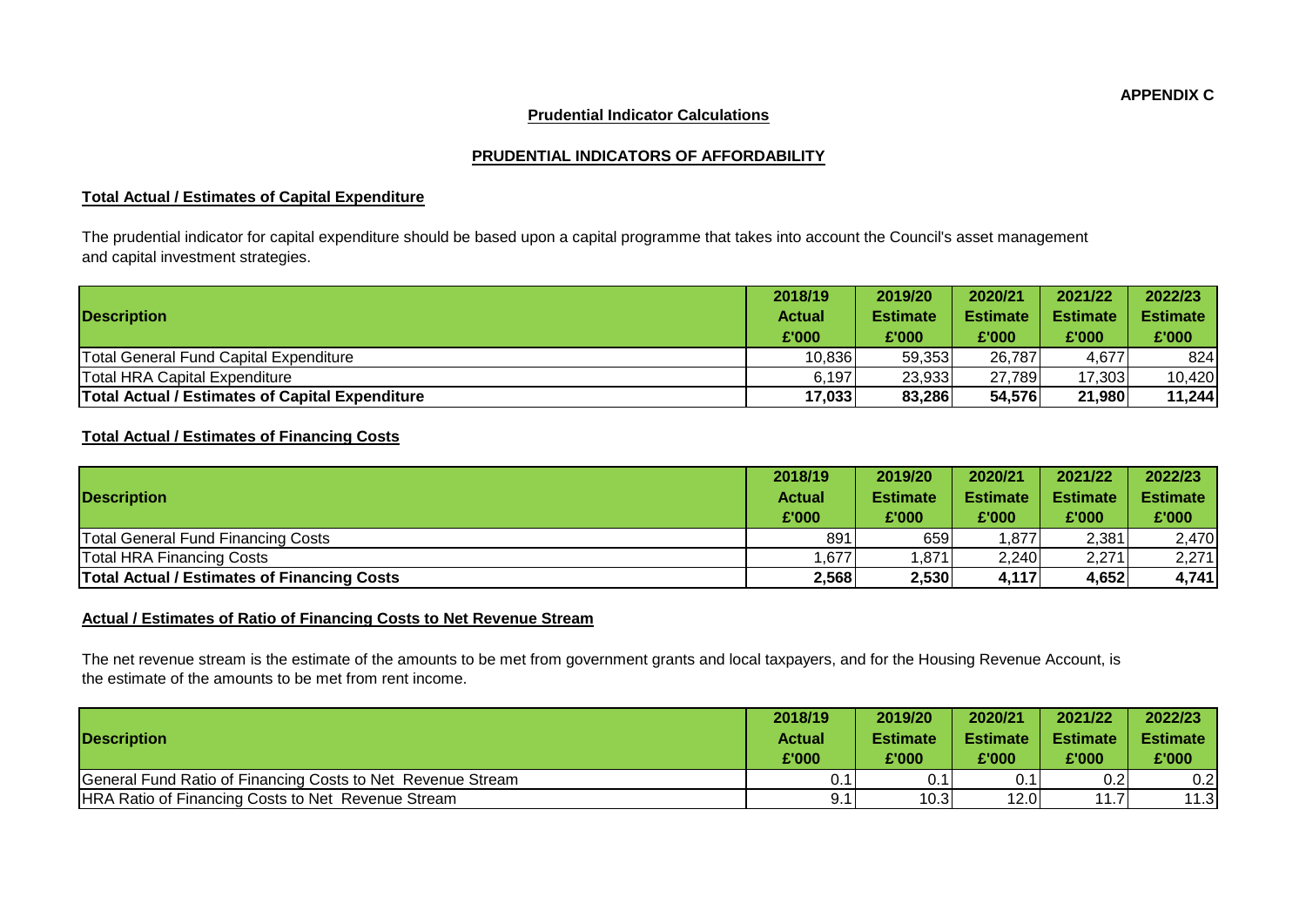**APPENDIX C**

## Prudential Indicator Calculations

## PRUDENTIAL INDICATORS OF AFFORDABILITY

### Total Actual / Estimates of Capital Expenditure

The prudential indicator for capital expenditure should be based upon a capital programme that takes into account the Council's asset management and capital investment strategies.

| Description | 2018/19 Actual £'000 | 2019/20 Estimate £'000 | 2020/21 Estimate £'000 | 2021/22 Estimate £'000 | 2022/23 Estimate £'000 |
|---|---|---|---|---|---|
| Total General Fund Capital Expenditure | 10,836 | 59,353 | 26,787 | 4,677 | 824 |
| Total HRA Capital Expenditure | 6,197 | 23,933 | 27,789 | 17,303 | 10,420 |
| **Total Actual / Estimates of Capital Expenditure** | **17,033** | **83,286** | **54,576** | **21,980** | **11,244** |

### Total Actual / Estimates of Financing Costs

| Description | 2018/19 Actual £'000 | 2019/20 Estimate £'000 | 2020/21 Estimate £'000 | 2021/22 Estimate £'000 | 2022/23 Estimate £'000 |
|---|---|---|---|---|---|
| Total General Fund Financing Costs | 891 | 659 | 1,877 | 2,381 | 2,470 |
| Total HRA Financing Costs | 1,677 | 1,871 | 2,240 | 2,271 | 2,271 |
| **Total Actual / Estimates of Financing Costs** | **2,568** | **2,530** | **4,117** | **4,652** | **4,741** |

### Actual / Estimates of Ratio of Financing Costs to Net Revenue Stream

The net revenue stream is the estimate of the amounts to be met from government grants and local taxpayers, and for the Housing Revenue Account, is the estimate of the amounts to be met from rent income.

| Description | 2018/19 Actual £'000 | 2019/20 Estimate £'000 | 2020/21 Estimate £'000 | 2021/22 Estimate £'000 | 2022/23 Estimate £'000 |
|---|---|---|---|---|---|
| General Fund Ratio of Financing Costs to Net Revenue Stream | 0.1 | 0.1 | 0.1 | 0.2 | 0.2 |
| HRA Ratio of Financing Costs to Net Revenue Stream | 9.1 | 10.3 | 12.0 | 11.7 | 11.3 |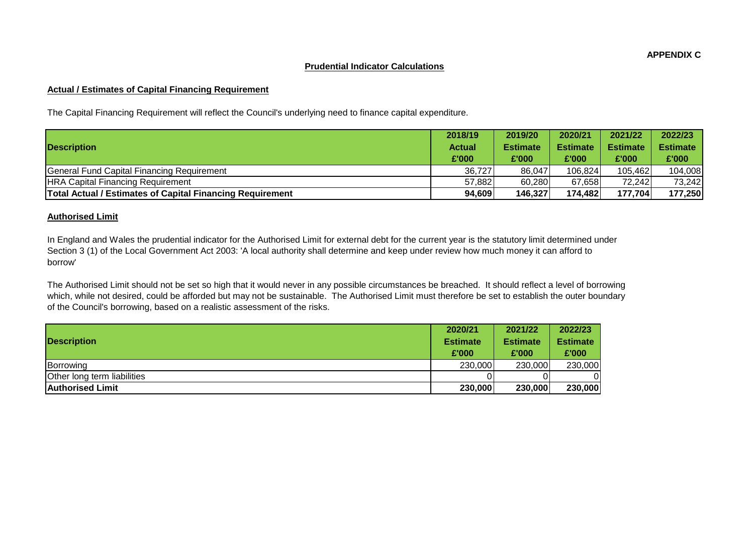APPENDIX C

## Prudential Indicator Calculations

### Actual / Estimates of Capital Financing Requirement

The Capital Financing Requirement will reflect the Council's underlying need to finance capital expenditure.

| Description | 2018/19 Actual £'000 | 2019/20 Estimate £'000 | 2020/21 Estimate £'000 | 2021/22 Estimate £'000 | 2022/23 Estimate £'000 |
| --- | --- | --- | --- | --- | --- |
| General Fund Capital Financing Requirement | 36,727 | 86,047 | 106,824 | 105,462 | 104,008 |
| HRA Capital Financing Requirement | 57,882 | 60,280 | 67,658 | 72,242 | 73,242 |
| **Total Actual / Estimates of Capital Financing Requirement** | **94,609** | **146,327** | **174,482** | **177,704** | **177,250** |

### Authorised Limit

In England and Wales the prudential indicator for the Authorised Limit for external debt for the current year is the statutory limit determined under Section 3 (1) of the Local Government Act 2003: 'A local authority shall determine and keep under review how much money it can afford to borrow'

The Authorised Limit should not be set so high that it would never in any possible circumstances be breached. It should reflect a level of borrowing which, while not desired, could be afforded but may not be sustainable. The Authorised Limit must therefore be set to establish the outer boundary of the Council's borrowing, based on a realistic assessment of the risks.

| Description | 2020/21 Estimate £'000 | 2021/22 Estimate £'000 | 2022/23 Estimate £'000 |
| --- | --- | --- | --- |
| Borrowing | 230,000 | 230,000 | 230,000 |
| Other long term liabilities | 0 | 0 | 0 |
| **Authorised Limit** | **230,000** | **230,000** | **230,000** |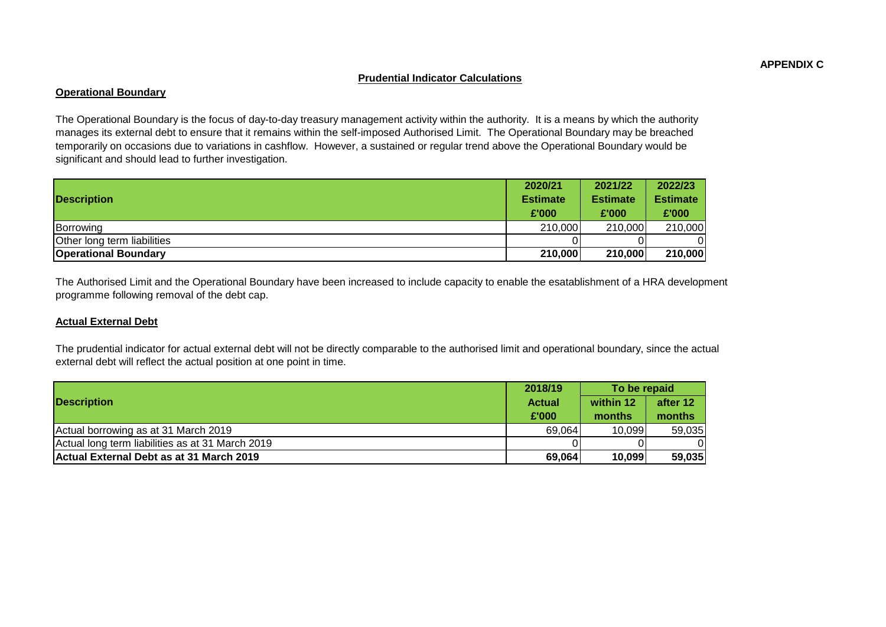**APPENDIX C**

## Prudential Indicator Calculations

### Operational Boundary

The Operational Boundary is the focus of day-to-day treasury management activity within the authority. It is a means by which the authority manages its external debt to ensure that it remains within the self-imposed Authorised Limit. The Operational Boundary may be breached temporarily on occasions due to variations in cashflow. However, a sustained or regular trend above the Operational Boundary would be significant and should lead to further investigation.

| Description | 2020/21 Estimate £'000 | 2021/22 Estimate £'000 | 2022/23 Estimate £'000 |
|---|---|---|---|
| Borrowing | 210,000 | 210,000 | 210,000 |
| Other long term liabilities | 0 | 0 | 0 |
| **Operational Boundary** | **210,000** | **210,000** | **210,000** |

The Authorised Limit and the Operational Boundary have been increased to include capacity to enable the esatablishment of a HRA development programme following removal of the debt cap.

### Actual External Debt

The prudential indicator for actual external debt will not be directly comparable to the authorised limit and operational boundary, since the actual external debt will reflect the actual position at one point in time.

| Description | 2018/19 | To be repaid | |
|---|---|---|---|
| | Actual £'000 | within 12 months | after 12 months |
| Actual borrowing as at 31 March 2019 | 69,064 | 10,099 | 59,035 |
| Actual long term liabilities as at 31 March 2019 | 0 | 0 | 0 |
| **Actual External Debt as at 31 March 2019** | **69,064** | **10,099** | **59,035** |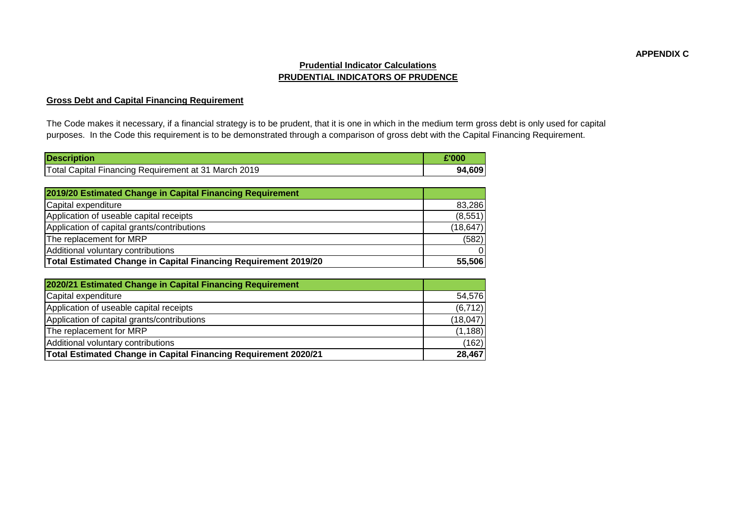**APPENDIX C**

## Prudential Indicator Calculations
## PRUDENTIAL INDICATORS OF PRUDENCE

### Gross Debt and Capital Financing Requirement

The Code makes it necessary, if a financial strategy is to be prudent, that it is one in which in the medium term gross debt is only used for capital purposes. In the Code this requirement is to be demonstrated through a comparison of gross debt with the Capital Financing Requirement.

| Description | £'000 |
|---|---|
| Total Capital Financing Requirement at 31 March 2019 | **94,609** |

| 2019/20 Estimated Change in Capital Financing Requirement | |
|---|---|
| Capital expenditure | 83,286 |
| Application of useable capital receipts | (8,551) |
| Application of capital grants/contributions | (18,647) |
| The replacement for MRP | (582) |
| Additional voluntary contributions | 0 |
| **Total Estimated Change in Capital Financing Requirement 2019/20** | **55,506** |

| 2020/21 Estimated Change in Capital Financing Requirement | |
|---|---|
| Capital expenditure | 54,576 |
| Application of useable capital receipts | (6,712) |
| Application of capital grants/contributions | (18,047) |
| The replacement for MRP | (1,188) |
| Additional voluntary contributions | (162) |
| **Total Estimated Change in Capital Financing Requirement 2020/21** | **28,467** |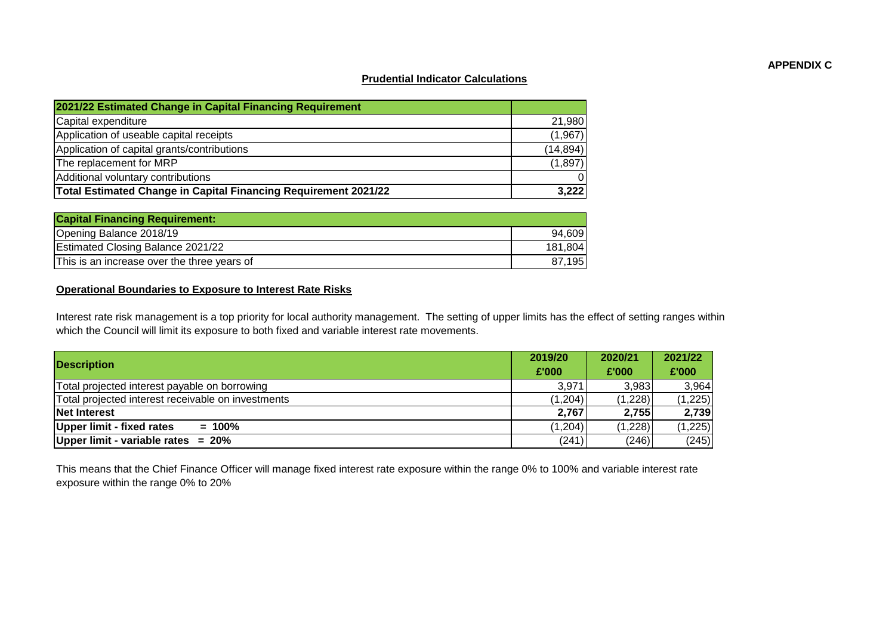**APPENDIX C**

## Prudential Indicator Calculations

| 2021/22 Estimated Change in Capital Financing Requirement | |
|---|---|
| Capital expenditure | 21,980 |
| Application of useable capital receipts | (1,967) |
| Application of capital grants/contributions | (14,894) |
| The replacement for MRP | (1,897) |
| Additional voluntary contributions | 0 |
| **Total Estimated Change in Capital Financing Requirement 2021/22** | **3,222** |

| Capital Financing Requirement: | |
|---|---|
| Opening Balance 2018/19 | 94,609 |
| Estimated Closing Balance 2021/22 | 181,804 |
| This is an increase over the three years of | 87,195 |

### Operational Boundaries to Exposure to Interest Rate Risks

Interest rate risk management is a top priority for local authority management. The setting of upper limits has the effect of setting ranges within which the Council will limit its exposure to both fixed and variable interest rate movements.

| Description | 2019/20 £'000 | 2020/21 £'000 | 2021/22 £'000 |
|---|---|---|---|
| Total projected interest payable on borrowing | 3,971 | 3,983 | 3,964 |
| Total projected interest receivable on investments | (1,204) | (1,228) | (1,225) |
| **Net Interest** | **2,767** | **2,755** | **2,739** |
| **Upper limit - fixed rates = 100%** | (1,204) | (1,228) | (1,225) |
| **Upper limit - variable rates = 20%** | (241) | (246) | (245) |

This means that the Chief Finance Officer will manage fixed interest rate exposure within the range 0% to 100% and variable interest rate exposure within the range 0% to 20%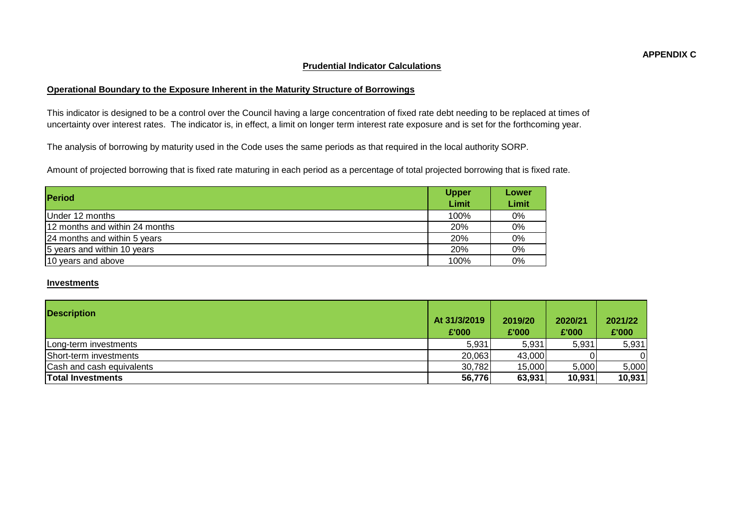**APPENDIX C**

## Prudential Indicator Calculations

### Operational Boundary to the Exposure Inherent in the Maturity Structure of Borrowings

This indicator is designed to be a control over the Council having a large concentration of fixed rate debt needing to be replaced at times of uncertainty over interest rates. The indicator is, in effect, a limit on longer term interest rate exposure and is set for the forthcoming year.

The analysis of borrowing by maturity used in the Code uses the same periods as that required in the local authority SORP.

Amount of projected borrowing that is fixed rate maturing in each period as a percentage of total projected borrowing that is fixed rate.

| Period | Upper Limit | Lower Limit |
|---|---|---|
| Under 12 months | 100% | 0% |
| 12 months and within 24 months | 20% | 0% |
| 24 months and within 5 years | 20% | 0% |
| 5 years and within 10 years | 20% | 0% |
| 10 years and above | 100% | 0% |

### Investments

| Description | At 31/3/2019 £'000 | 2019/20 £'000 | 2020/21 £'000 | 2021/22 £'000 |
|---|---|---|---|---|
| Long-term investments | 5,931 | 5,931 | 5,931 | 5,931 |
| Short-term investments | 20,063 | 43,000 | 0 | 0 |
| Cash and cash equivalents | 30,782 | 15,000 | 5,000 | 5,000 |
| **Total Investments** | **56,776** | **63,931** | **10,931** | **10,931** |